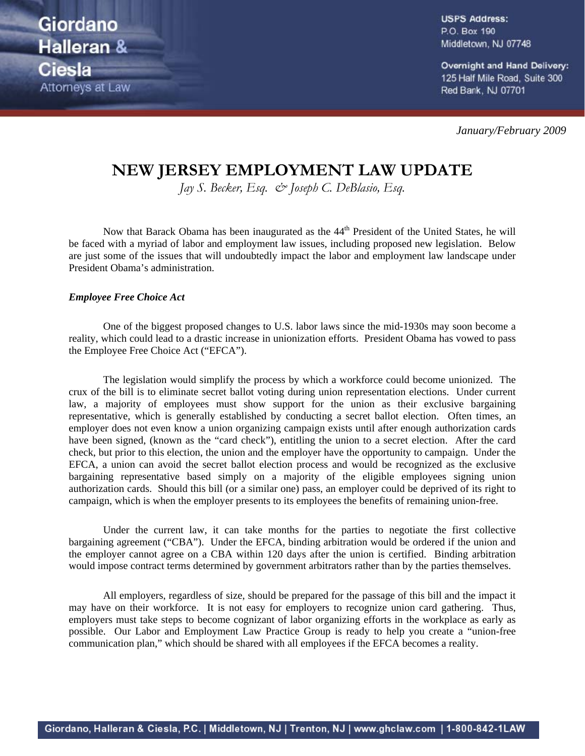Giordano Halleran & Ciesla
Attorneys at Law

**USPS Address:**
P.O. Box 190
Middletown, NJ 07748

**Overnight and Hand Delivery:**
125 Half Mile Road, Suite 300
Red Bank, NJ 07701

*January/February 2009*

# NEW JERSEY EMPLOYMENT LAW UPDATE

*Jay S. Becker, Esq. & Joseph C. DeBlasio, Esq.*

Now that Barack Obama has been inaugurated as the 44th President of the United States, he will be faced with a myriad of labor and employment law issues, including proposed new legislation. Below are just some of the issues that will undoubtedly impact the labor and employment law landscape under President Obama's administration.

***Employee Free Choice Act***

One of the biggest proposed changes to U.S. labor laws since the mid-1930s may soon become a reality, which could lead to a drastic increase in unionization efforts. President Obama has vowed to pass the Employee Free Choice Act ("EFCA").

The legislation would simplify the process by which a workforce could become unionized. The crux of the bill is to eliminate secret ballot voting during union representation elections. Under current law, a majority of employees must show support for the union as their exclusive bargaining representative, which is generally established by conducting a secret ballot election. Often times, an employer does not even know a union organizing campaign exists until after enough authorization cards have been signed, (known as the "card check"), entitling the union to a secret election. After the card check, but prior to this election, the union and the employer have the opportunity to campaign. Under the EFCA, a union can avoid the secret ballot election process and would be recognized as the exclusive bargaining representative based simply on a majority of the eligible employees signing union authorization cards. Should this bill (or a similar one) pass, an employer could be deprived of its right to campaign, which is when the employer presents to its employees the benefits of remaining union-free.

Under the current law, it can take months for the parties to negotiate the first collective bargaining agreement ("CBA"). Under the EFCA, binding arbitration would be ordered if the union and the employer cannot agree on a CBA within 120 days after the union is certified. Binding arbitration would impose contract terms determined by government arbitrators rather than by the parties themselves.

All employers, regardless of size, should be prepared for the passage of this bill and the impact it may have on their workforce. It is not easy for employers to recognize union card gathering. Thus, employers must take steps to become cognizant of labor organizing efforts in the workplace as early as possible. Our Labor and Employment Law Practice Group is ready to help you create a "union-free communication plan," which should be shared with all employees if the EFCA becomes a reality.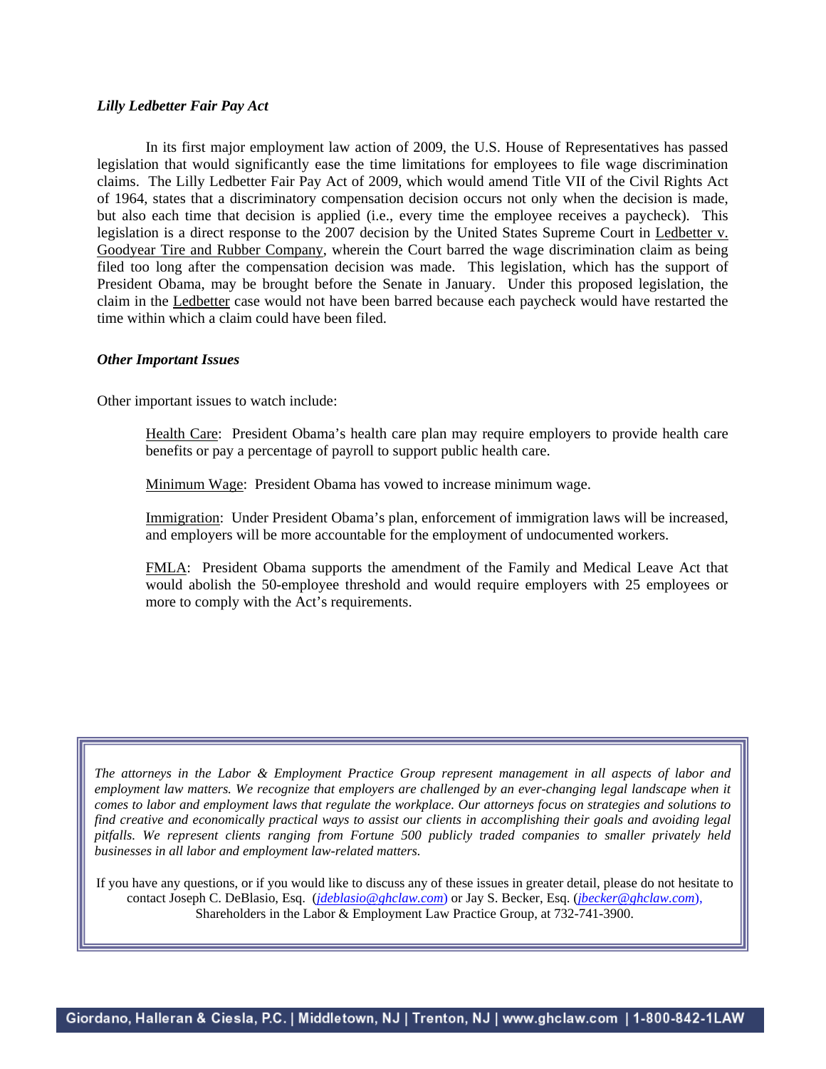***Lilly Ledbetter Fair Pay Act***

In its first major employment law action of 2009, the U.S. House of Representatives has passed legislation that would significantly ease the time limitations for employees to file wage discrimination claims. The Lilly Ledbetter Fair Pay Act of 2009, which would amend Title VII of the Civil Rights Act of 1964, states that a discriminatory compensation decision occurs not only when the decision is made, but also each time that decision is applied (i.e., every time the employee receives a paycheck). This legislation is a direct response to the 2007 decision by the United States Supreme Court in Ledbetter v. Goodyear Tire and Rubber Company, wherein the Court barred the wage discrimination claim as being filed too long after the compensation decision was made. This legislation, which has the support of President Obama, may be brought before the Senate in January. Under this proposed legislation, the claim in the Ledbetter case would not have been barred because each paycheck would have restarted the time within which a claim could have been filed.

***Other Important Issues***

Other important issues to watch include:

Health Care: President Obama's health care plan may require employers to provide health care benefits or pay a percentage of payroll to support public health care.

Minimum Wage: President Obama has vowed to increase minimum wage.

Immigration: Under President Obama's plan, enforcement of immigration laws will be increased, and employers will be more accountable for the employment of undocumented workers.

FMLA: President Obama supports the amendment of the Family and Medical Leave Act that would abolish the 50-employee threshold and would require employers with 25 employees or more to comply with the Act's requirements.

*The attorneys in the Labor & Employment Practice Group represent management in all aspects of labor and employment law matters. We recognize that employers are challenged by an ever-changing legal landscape when it comes to labor and employment laws that regulate the workplace. Our attorneys focus on strategies and solutions to find creative and economically practical ways to assist our clients in accomplishing their goals and avoiding legal pitfalls. We represent clients ranging from Fortune 500 publicly traded companies to smaller privately held businesses in all labor and employment law-related matters.*

If you have any questions, or if you would like to discuss any of these issues in greater detail, please do not hesitate to contact Joseph C. DeBlasio, Esq. (*jdeblasio@ghclaw.com*) or Jay S. Becker, Esq. (*jbecker@ghclaw.com*), Shareholders in the Labor & Employment Law Practice Group, at 732-741-3900.

Giordano, Halleran & Ciesla, P.C. | Middletown, NJ | Trenton, NJ | www.ghclaw.com | 1-800-842-1LAW